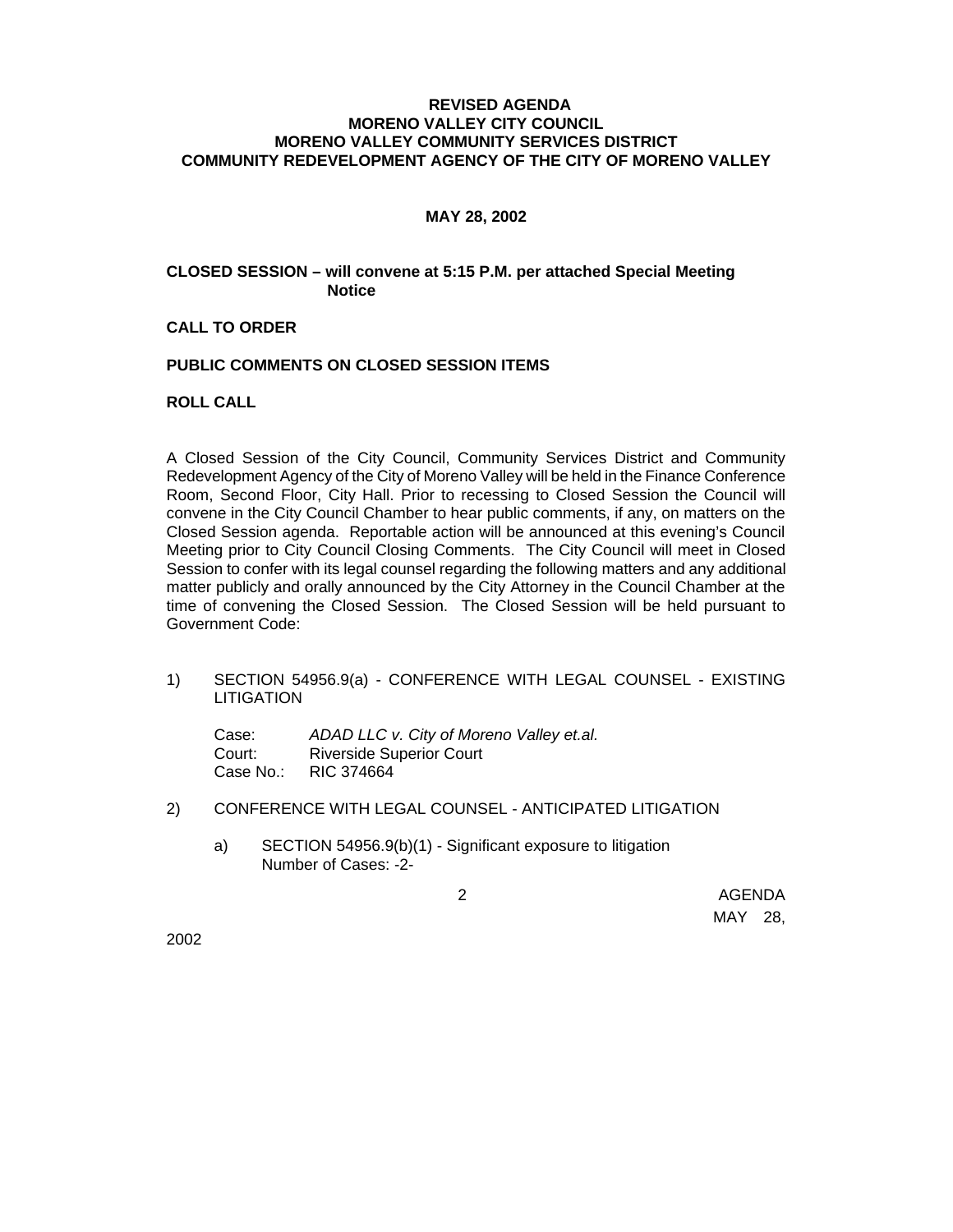**REVISED AGENDA**
**MORENO VALLEY CITY COUNCIL**
**MORENO VALLEY COMMUNITY SERVICES DISTRICT**
**COMMUNITY REDEVELOPMENT AGENCY OF THE CITY OF MORENO VALLEY**

**MAY 28, 2002**

**CLOSED SESSION – will convene at 5:15 P.M. per attached Special Meeting Notice**

**CALL TO ORDER**

**PUBLIC COMMENTS ON CLOSED SESSION ITEMS**

**ROLL CALL**

A Closed Session of the City Council, Community Services District and Community Redevelopment Agency of the City of Moreno Valley will be held in the Finance Conference Room, Second Floor, City Hall. Prior to recessing to Closed Session the Council will convene in the City Council Chamber to hear public comments, if any, on matters on the Closed Session agenda. Reportable action will be announced at this evening's Council Meeting prior to City Council Closing Comments. The City Council will meet in Closed Session to confer with its legal counsel regarding the following matters and any additional matter publicly and orally announced by the City Attorney in the Council Chamber at the time of convening the Closed Session. The Closed Session will be held pursuant to Government Code:

1) SECTION 54956.9(a) - CONFERENCE WITH LEGAL COUNSEL - EXISTING LITIGATION

   Case: *ADAD LLC v. City of Moreno Valley et.al.*
   Court: Riverside Superior Court
   Case No.: RIC 374664

2) CONFERENCE WITH LEGAL COUNSEL - ANTICIPATED LITIGATION

   a) SECTION 54956.9(b)(1) - Significant exposure to litigation
      Number of Cases: -2-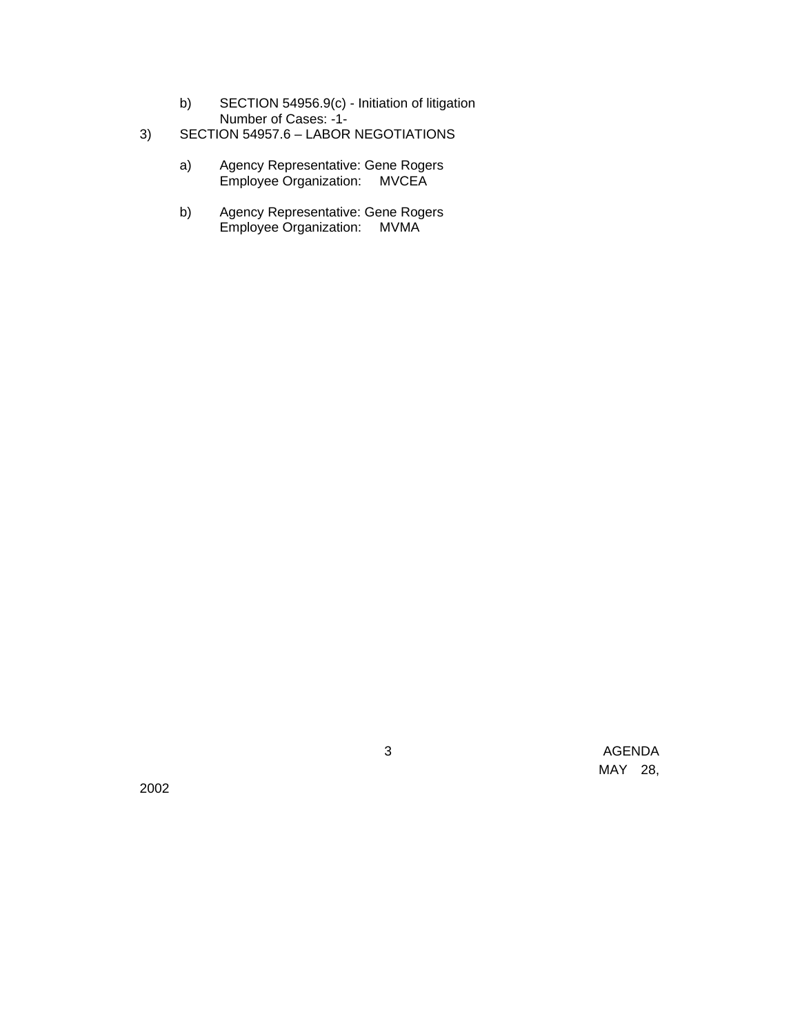b) SECTION 54956.9(c) - Initiation of litigation
   Number of Cases: -1-

3) SECTION 54957.6 – LABOR NEGOTIATIONS

   a) Agency Representative: Gene Rogers
      Employee Organization: MVCEA

   b) Agency Representative: Gene Rogers
      Employee Organization: MVMA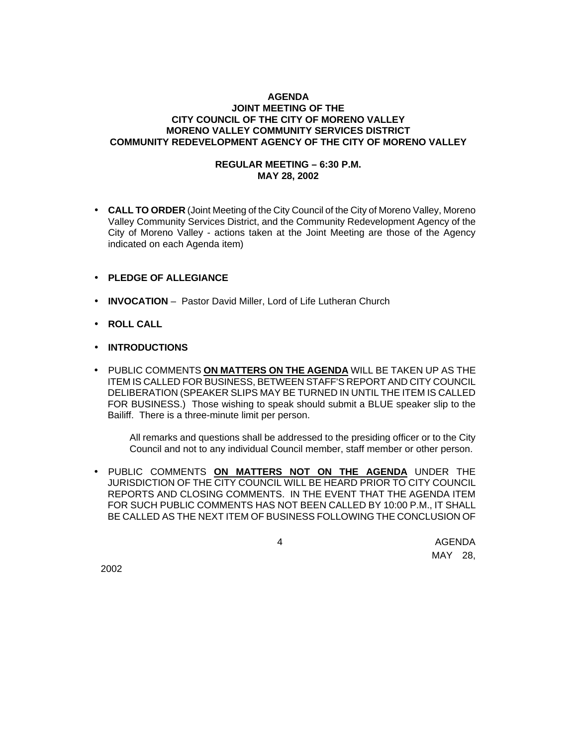**AGENDA**
**JOINT MEETING OF THE**
**CITY COUNCIL OF THE CITY OF MORENO VALLEY**
**MORENO VALLEY COMMUNITY SERVICES DISTRICT**
**COMMUNITY REDEVELOPMENT AGENCY OF THE CITY OF MORENO VALLEY**

**REGULAR MEETING – 6:30 P.M.**
**MAY 28, 2002**

- **CALL TO ORDER** (Joint Meeting of the City Council of the City of Moreno Valley, Moreno Valley Community Services District, and the Community Redevelopment Agency of the City of Moreno Valley - actions taken at the Joint Meeting are those of the Agency indicated on each Agenda item)

- **PLEDGE OF ALLEGIANCE**

- **INVOCATION** – Pastor David Miller, Lord of Life Lutheran Church

- **ROLL CALL**

- **INTRODUCTIONS**

- PUBLIC COMMENTS **ON MATTERS ON THE AGENDA** WILL BE TAKEN UP AS THE ITEM IS CALLED FOR BUSINESS, BETWEEN STAFF'S REPORT AND CITY COUNCIL DELIBERATION (SPEAKER SLIPS MAY BE TURNED IN UNTIL THE ITEM IS CALLED FOR BUSINESS.) Those wishing to speak should submit a BLUE speaker slip to the Bailiff. There is a three-minute limit per person.

  All remarks and questions shall be addressed to the presiding officer or to the City Council and not to any individual Council member, staff member or other person.

- PUBLIC COMMENTS **ON MATTERS NOT ON THE AGENDA** UNDER THE JURISDICTION OF THE CITY COUNCIL WILL BE HEARD PRIOR TO CITY COUNCIL REPORTS AND CLOSING COMMENTS. IN THE EVENT THAT THE AGENDA ITEM FOR SUCH PUBLIC COMMENTS HAS NOT BEEN CALLED BY 10:00 P.M., IT SHALL BE CALLED AS THE NEXT ITEM OF BUSINESS FOLLOWING THE CONCLUSION OF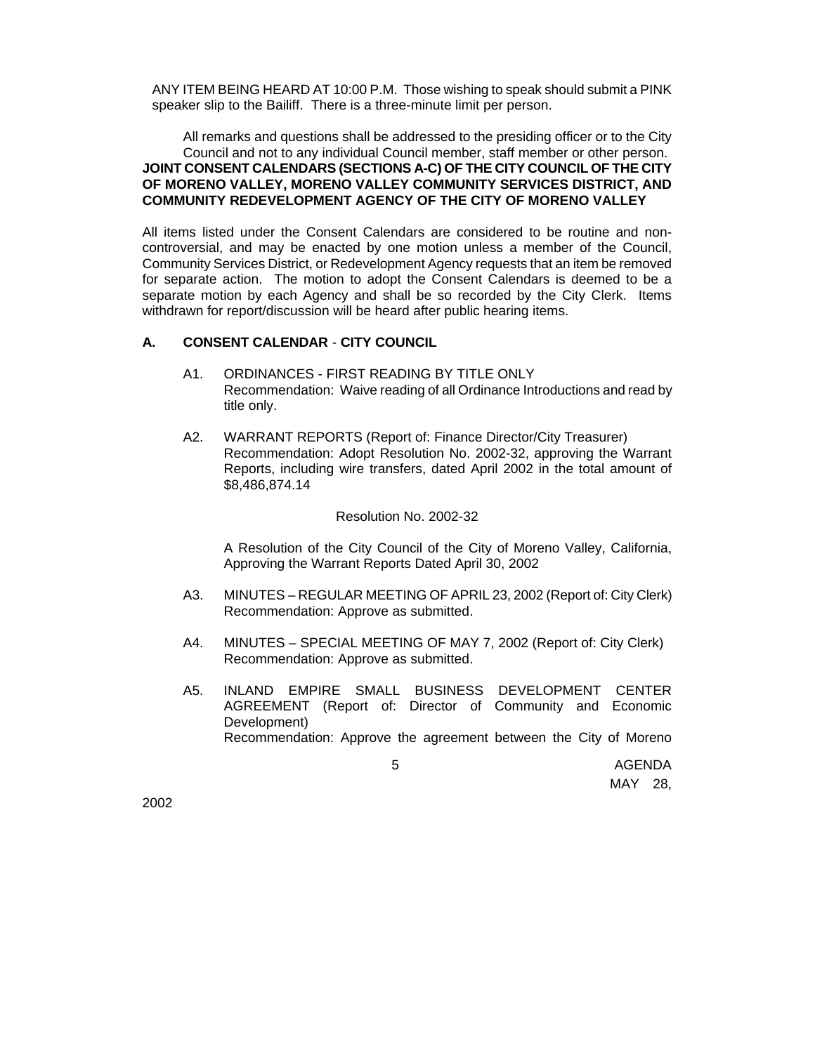ANY ITEM BEING HEARD AT 10:00 P.M. Those wishing to speak should submit a PINK speaker slip to the Bailiff. There is a three-minute limit per person.

All remarks and questions shall be addressed to the presiding officer or to the City Council and not to any individual Council member, staff member or other person.

**JOINT CONSENT CALENDARS (SECTIONS A-C) OF THE CITY COUNCIL OF THE CITY OF MORENO VALLEY, MORENO VALLEY COMMUNITY SERVICES DISTRICT, AND COMMUNITY REDEVELOPMENT AGENCY OF THE CITY OF MORENO VALLEY**

All items listed under the Consent Calendars are considered to be routine and non-controversial, and may be enacted by one motion unless a member of the Council, Community Services District, or Redevelopment Agency requests that an item be removed for separate action. The motion to adopt the Consent Calendars is deemed to be a separate motion by each Agency and shall be so recorded by the City Clerk. Items withdrawn for report/discussion will be heard after public hearing items.

**A. CONSENT CALENDAR - CITY COUNCIL**

A1. ORDINANCES - FIRST READING BY TITLE ONLY
Recommendation: Waive reading of all Ordinance Introductions and read by title only.

A2. WARRANT REPORTS (Report of: Finance Director/City Treasurer)
Recommendation: Adopt Resolution No. 2002-32, approving the Warrant Reports, including wire transfers, dated April 2002 in the total amount of $8,486,874.14

Resolution No. 2002-32

A Resolution of the City Council of the City of Moreno Valley, California, Approving the Warrant Reports Dated April 30, 2002

A3. MINUTES – REGULAR MEETING OF APRIL 23, 2002 (Report of: City Clerk)
Recommendation: Approve as submitted.

A4. MINUTES – SPECIAL MEETING OF MAY 7, 2002 (Report of: City Clerk)
Recommendation: Approve as submitted.

A5. INLAND EMPIRE SMALL BUSINESS DEVELOPMENT CENTER AGREEMENT (Report of: Director of Community and Economic Development)
Recommendation: Approve the agreement between the City of Moreno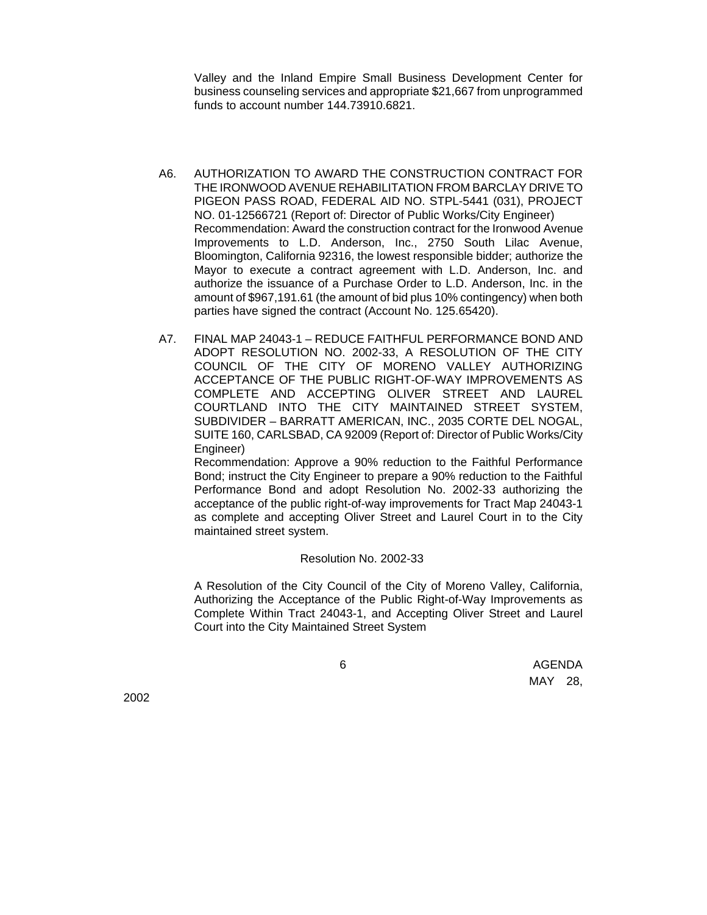Valley and the Inland Empire Small Business Development Center for business counseling services and appropriate $21,667 from unprogrammed funds to account number 144.73910.6821.

A6. AUTHORIZATION TO AWARD THE CONSTRUCTION CONTRACT FOR THE IRONWOOD AVENUE REHABILITATION FROM BARCLAY DRIVE TO PIGEON PASS ROAD, FEDERAL AID NO. STPL-5441 (031), PROJECT NO. 01-12566721 (Report of: Director of Public Works/City Engineer)
Recommendation: Award the construction contract for the Ironwood Avenue Improvements to L.D. Anderson, Inc., 2750 South Lilac Avenue, Bloomington, California 92316, the lowest responsible bidder; authorize the Mayor to execute a contract agreement with L.D. Anderson, Inc. and authorize the issuance of a Purchase Order to L.D. Anderson, Inc. in the amount of $967,191.61 (the amount of bid plus 10% contingency) when both parties have signed the contract (Account No. 125.65420).

A7. FINAL MAP 24043-1 – REDUCE FAITHFUL PERFORMANCE BOND AND ADOPT RESOLUTION NO. 2002-33, A RESOLUTION OF THE CITY COUNCIL OF THE CITY OF MORENO VALLEY AUTHORIZING ACCEPTANCE OF THE PUBLIC RIGHT-OF-WAY IMPROVEMENTS AS COMPLETE AND ACCEPTING OLIVER STREET AND LAUREL COURTLAND INTO THE CITY MAINTAINED STREET SYSTEM, SUBDIVIDER – BARRATT AMERICAN, INC., 2035 CORTE DEL NOGAL, SUITE 160, CARLSBAD, CA 92009 (Report of: Director of Public Works/City Engineer)
Recommendation: Approve a 90% reduction to the Faithful Performance Bond; instruct the City Engineer to prepare a 90% reduction to the Faithful Performance Bond and adopt Resolution No. 2002-33 authorizing the acceptance of the public right-of-way improvements for Tract Map 24043-1 as complete and accepting Oliver Street and Laurel Court in to the City maintained street system.

Resolution No. 2002-33

A Resolution of the City Council of the City of Moreno Valley, California, Authorizing the Acceptance of the Public Right-of-Way Improvements as Complete Within Tract 24043-1, and Accepting Oliver Street and Laurel Court into the City Maintained Street System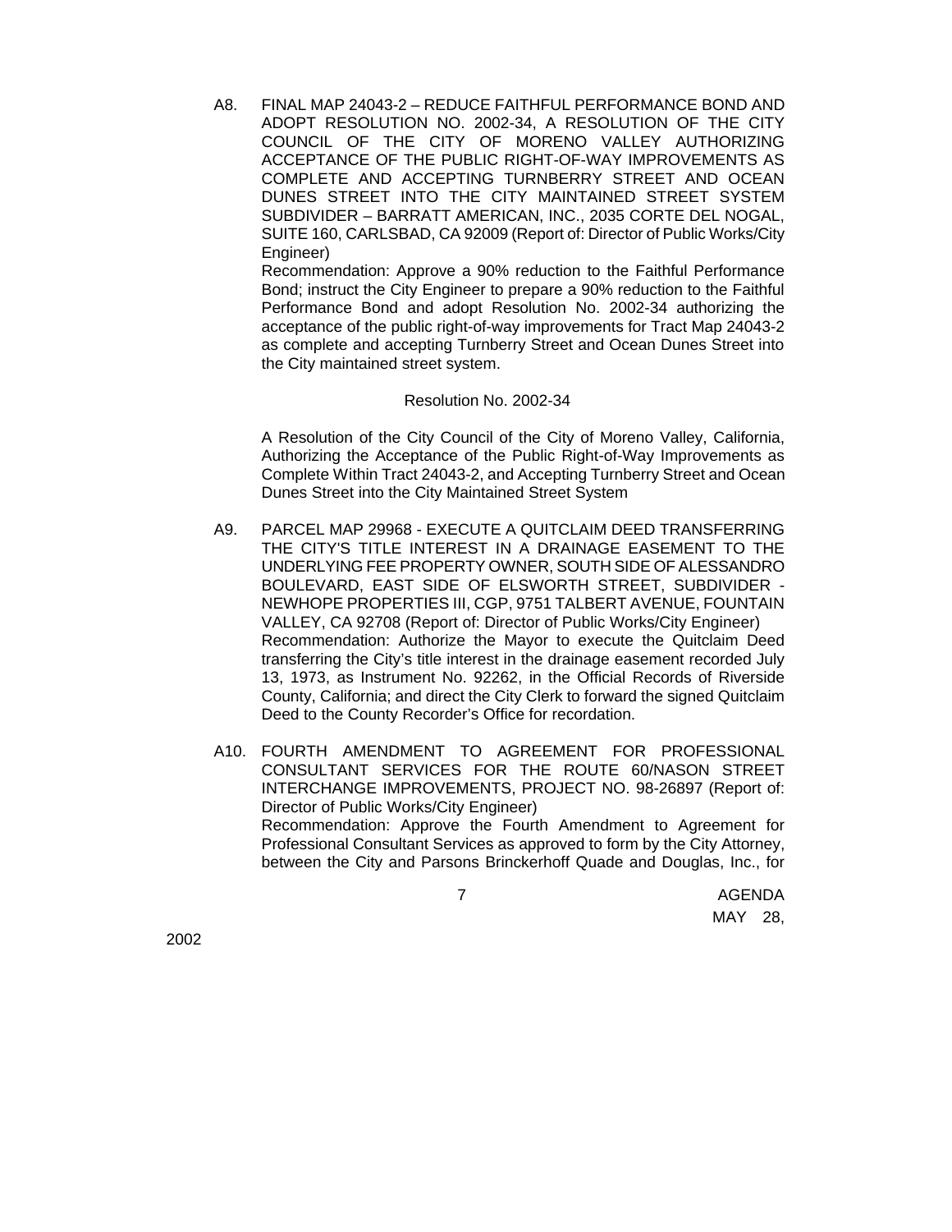A8. FINAL MAP 24043-2 – REDUCE FAITHFUL PERFORMANCE BOND AND ADOPT RESOLUTION NO. 2002-34, A RESOLUTION OF THE CITY COUNCIL OF THE CITY OF MORENO VALLEY AUTHORIZING ACCEPTANCE OF THE PUBLIC RIGHT-OF-WAY IMPROVEMENTS AS COMPLETE AND ACCEPTING TURNBERRY STREET AND OCEAN DUNES STREET INTO THE CITY MAINTAINED STREET SYSTEM SUBDIVIDER – BARRATT AMERICAN, INC., 2035 CORTE DEL NOGAL, SUITE 160, CARLSBAD, CA 92009 (Report of: Director of Public Works/City Engineer)
Recommendation: Approve a 90% reduction to the Faithful Performance Bond; instruct the City Engineer to prepare a 90% reduction to the Faithful Performance Bond and adopt Resolution No. 2002-34 authorizing the acceptance of the public right-of-way improvements for Tract Map 24043-2 as complete and accepting Turnberry Street and Ocean Dunes Street into the City maintained street system.

Resolution No. 2002-34

A Resolution of the City Council of the City of Moreno Valley, California, Authorizing the Acceptance of the Public Right-of-Way Improvements as Complete Within Tract 24043-2, and Accepting Turnberry Street and Ocean Dunes Street into the City Maintained Street System

A9. PARCEL MAP 29968 - EXECUTE A QUITCLAIM DEED TRANSFERRING THE CITY'S TITLE INTEREST IN A DRAINAGE EASEMENT TO THE UNDERLYING FEE PROPERTY OWNER, SOUTH SIDE OF ALESSANDRO BOULEVARD, EAST SIDE OF ELSWORTH STREET, SUBDIVIDER - NEWHOPE PROPERTIES III, CGP, 9751 TALBERT AVENUE, FOUNTAIN VALLEY, CA 92708 (Report of: Director of Public Works/City Engineer)
Recommendation: Authorize the Mayor to execute the Quitclaim Deed transferring the City's title interest in the drainage easement recorded July 13, 1973, as Instrument No. 92262, in the Official Records of Riverside County, California; and direct the City Clerk to forward the signed Quitclaim Deed to the County Recorder's Office for recordation.

A10. FOURTH AMENDMENT TO AGREEMENT FOR PROFESSIONAL CONSULTANT SERVICES FOR THE ROUTE 60/NASON STREET INTERCHANGE IMPROVEMENTS, PROJECT NO. 98-26897 (Report of: Director of Public Works/City Engineer)
Recommendation: Approve the Fourth Amendment to Agreement for Professional Consultant Services as approved to form by the City Attorney, between the City and Parsons Brinckerhoff Quade and Douglas, Inc., for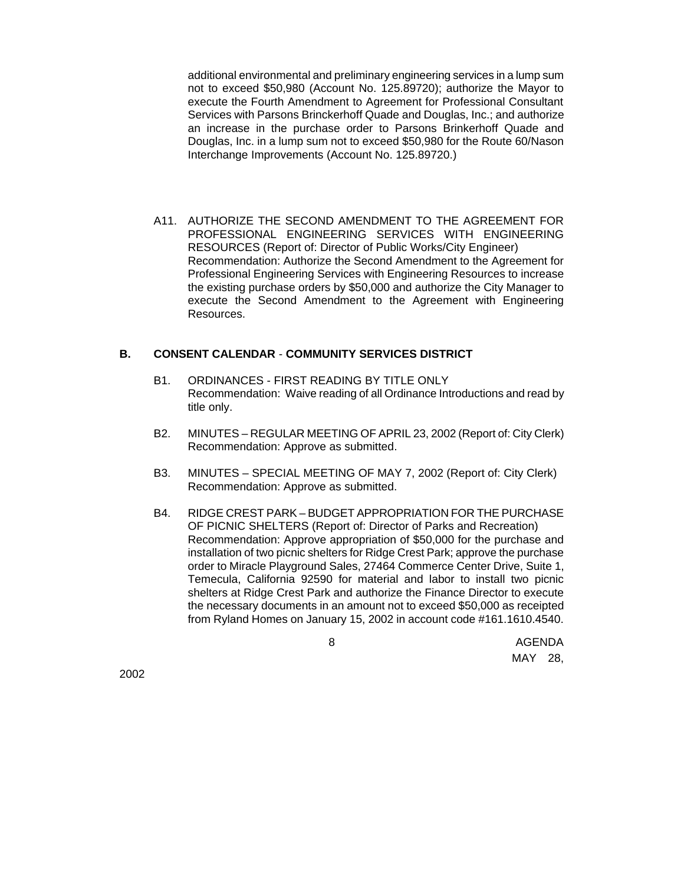additional environmental and preliminary engineering services in a lump sum not to exceed $50,980 (Account No. 125.89720); authorize the Mayor to execute the Fourth Amendment to Agreement for Professional Consultant Services with Parsons Brinckerhoff Quade and Douglas, Inc.; and authorize an increase in the purchase order to Parsons Brinkerhoff Quade and Douglas, Inc. in a lump sum not to exceed $50,980 for the Route 60/Nason Interchange Improvements (Account No. 125.89720.)

A11. AUTHORIZE THE SECOND AMENDMENT TO THE AGREEMENT FOR PROFESSIONAL ENGINEERING SERVICES WITH ENGINEERING RESOURCES (Report of: Director of Public Works/City Engineer)
Recommendation: Authorize the Second Amendment to the Agreement for Professional Engineering Services with Engineering Resources to increase the existing purchase orders by $50,000 and authorize the City Manager to execute the Second Amendment to the Agreement with Engineering Resources.

**B. CONSENT CALENDAR - COMMUNITY SERVICES DISTRICT**

B1. ORDINANCES - FIRST READING BY TITLE ONLY
Recommendation: Waive reading of all Ordinance Introductions and read by title only.

B2. MINUTES – REGULAR MEETING OF APRIL 23, 2002 (Report of: City Clerk)
Recommendation: Approve as submitted.

B3. MINUTES – SPECIAL MEETING OF MAY 7, 2002 (Report of: City Clerk)
Recommendation: Approve as submitted.

B4. RIDGE CREST PARK – BUDGET APPROPRIATION FOR THE PURCHASE OF PICNIC SHELTERS (Report of: Director of Parks and Recreation)
Recommendation: Approve appropriation of $50,000 for the purchase and installation of two picnic shelters for Ridge Crest Park; approve the purchase order to Miracle Playground Sales, 27464 Commerce Center Drive, Suite 1, Temecula, California 92590 for material and labor to install two picnic shelters at Ridge Crest Park and authorize the Finance Director to execute the necessary documents in an amount not to exceed $50,000 as receipted from Ryland Homes on January 15, 2002 in account code #161.1610.4540.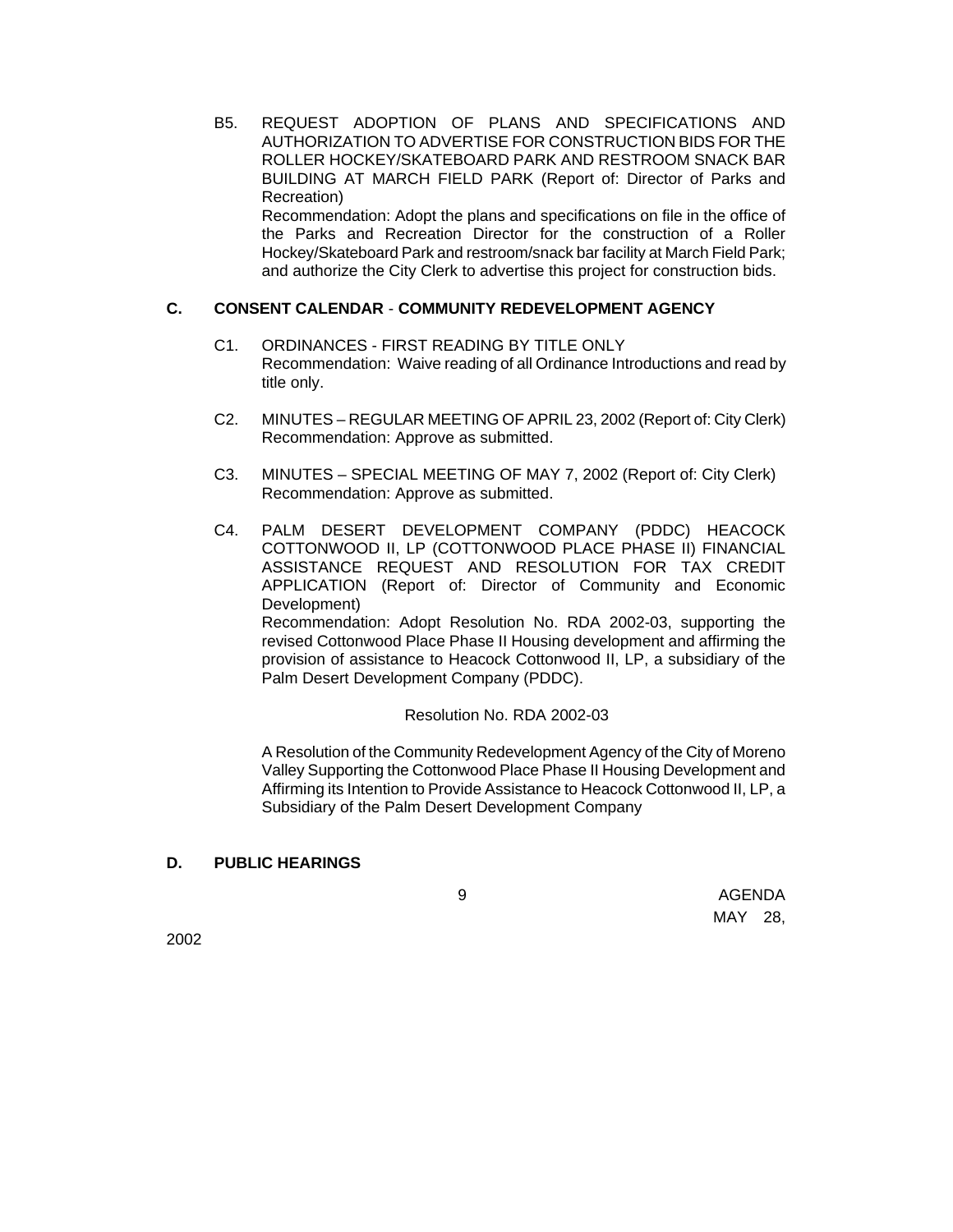B5. REQUEST ADOPTION OF PLANS AND SPECIFICATIONS AND AUTHORIZATION TO ADVERTISE FOR CONSTRUCTION BIDS FOR THE ROLLER HOCKEY/SKATEBOARD PARK AND RESTROOM SNACK BAR BUILDING AT MARCH FIELD PARK (Report of: Director of Parks and Recreation)
Recommendation: Adopt the plans and specifications on file in the office of the Parks and Recreation Director for the construction of a Roller Hockey/Skateboard Park and restroom/snack bar facility at March Field Park; and authorize the City Clerk to advertise this project for construction bids.

## C. CONSENT CALENDAR - COMMUNITY REDEVELOPMENT AGENCY

C1. ORDINANCES - FIRST READING BY TITLE ONLY
Recommendation: Waive reading of all Ordinance Introductions and read by title only.

C2. MINUTES – REGULAR MEETING OF APRIL 23, 2002 (Report of: City Clerk)
Recommendation: Approve as submitted.

C3. MINUTES – SPECIAL MEETING OF MAY 7, 2002 (Report of: City Clerk)
Recommendation: Approve as submitted.

C4. PALM DESERT DEVELOPMENT COMPANY (PDDC) HEACOCK COTTONWOOD II, LP (COTTONWOOD PLACE PHASE II) FINANCIAL ASSISTANCE REQUEST AND RESOLUTION FOR TAX CREDIT APPLICATION (Report of: Director of Community and Economic Development)
Recommendation: Adopt Resolution No. RDA 2002-03, supporting the revised Cottonwood Place Phase II Housing development and affirming the provision of assistance to Heacock Cottonwood II, LP, a subsidiary of the Palm Desert Development Company (PDDC).

Resolution No. RDA 2002-03

A Resolution of the Community Redevelopment Agency of the City of Moreno Valley Supporting the Cottonwood Place Phase II Housing Development and Affirming its Intention to Provide Assistance to Heacock Cottonwood II, LP, a Subsidiary of the Palm Desert Development Company

## D. PUBLIC HEARINGS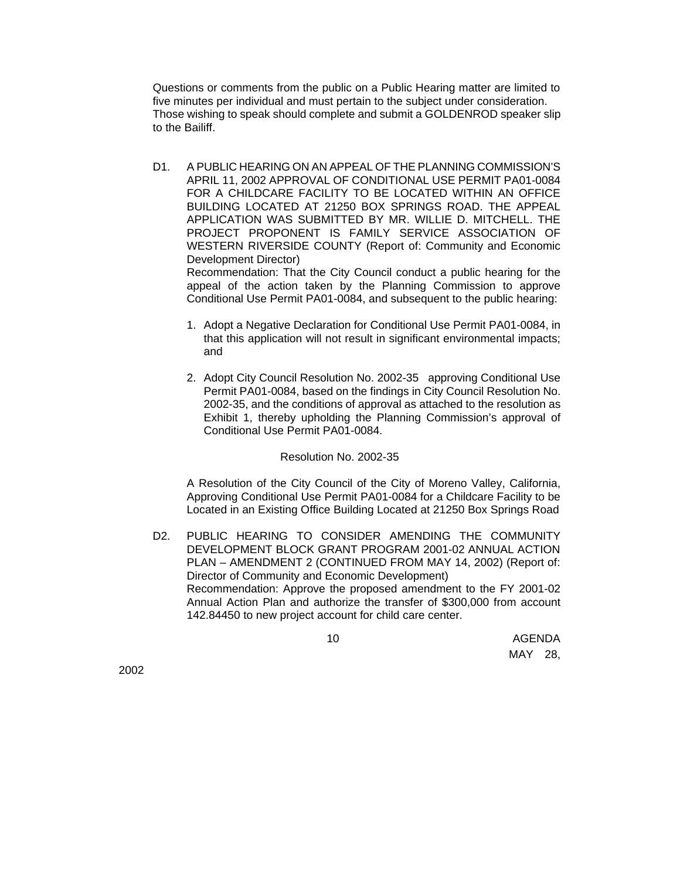Questions or comments from the public on a Public Hearing matter are limited to five minutes per individual and must pertain to the subject under consideration. Those wishing to speak should complete and submit a GOLDENROD speaker slip to the Bailiff.

D1. A PUBLIC HEARING ON AN APPEAL OF THE PLANNING COMMISSION'S APRIL 11, 2002 APPROVAL OF CONDITIONAL USE PERMIT PA01-0084 FOR A CHILDCARE FACILITY TO BE LOCATED WITHIN AN OFFICE BUILDING LOCATED AT 21250 BOX SPRINGS ROAD. THE APPEAL APPLICATION WAS SUBMITTED BY MR. WILLIE D. MITCHELL. THE PROJECT PROPONENT IS FAMILY SERVICE ASSOCIATION OF WESTERN RIVERSIDE COUNTY (Report of: Community and Economic Development Director)
Recommendation: That the City Council conduct a public hearing for the appeal of the action taken by the Planning Commission to approve Conditional Use Permit PA01-0084, and subsequent to the public hearing:

1. Adopt a Negative Declaration for Conditional Use Permit PA01-0084, in that this application will not result in significant environmental impacts; and

2. Adopt City Council Resolution No. 2002-35 approving Conditional Use Permit PA01-0084, based on the findings in City Council Resolution No. 2002-35, and the conditions of approval as attached to the resolution as Exhibit 1, thereby upholding the Planning Commission's approval of Conditional Use Permit PA01-0084.

Resolution No. 2002-35

A Resolution of the City Council of the City of Moreno Valley, California, Approving Conditional Use Permit PA01-0084 for a Childcare Facility to be Located in an Existing Office Building Located at 21250 Box Springs Road

D2. PUBLIC HEARING TO CONSIDER AMENDING THE COMMUNITY DEVELOPMENT BLOCK GRANT PROGRAM 2001-02 ANNUAL ACTION PLAN – AMENDMENT 2 (CONTINUED FROM MAY 14, 2002) (Report of: Director of Community and Economic Development)
Recommendation: Approve the proposed amendment to the FY 2001-02 Annual Action Plan and authorize the transfer of $300,000 from account 142.84450 to new project account for child care center.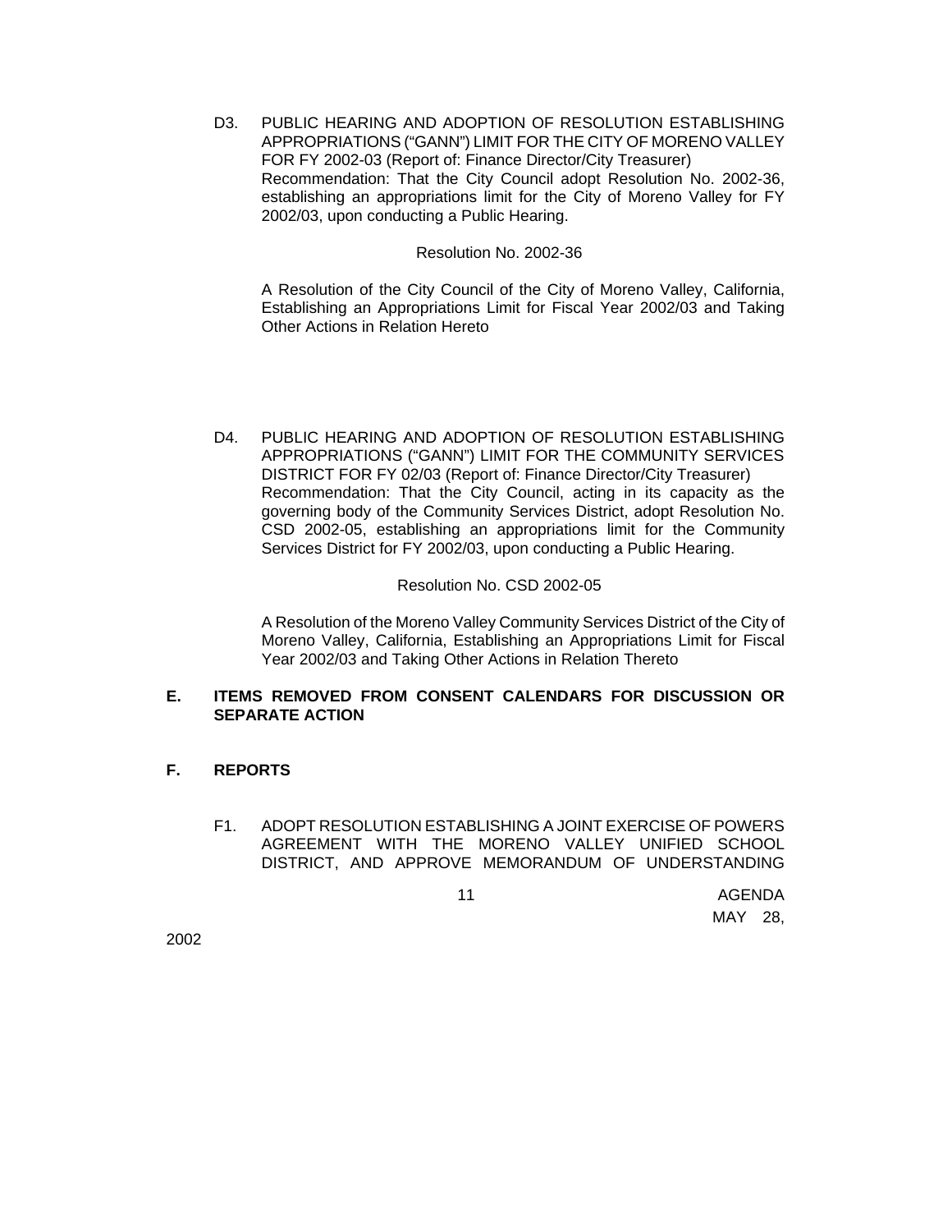D3. PUBLIC HEARING AND ADOPTION OF RESOLUTION ESTABLISHING APPROPRIATIONS ("GANN") LIMIT FOR THE CITY OF MORENO VALLEY FOR FY 2002-03 (Report of: Finance Director/City Treasurer)
Recommendation: That the City Council adopt Resolution No. 2002-36, establishing an appropriations limit for the City of Moreno Valley for FY 2002/03, upon conducting a Public Hearing.

Resolution No. 2002-36

A Resolution of the City Council of the City of Moreno Valley, California, Establishing an Appropriations Limit for Fiscal Year 2002/03 and Taking Other Actions in Relation Hereto

D4. PUBLIC HEARING AND ADOPTION OF RESOLUTION ESTABLISHING APPROPRIATIONS ("GANN") LIMIT FOR THE COMMUNITY SERVICES DISTRICT FOR FY 02/03 (Report of: Finance Director/City Treasurer)
Recommendation: That the City Council, acting in its capacity as the governing body of the Community Services District, adopt Resolution No. CSD 2002-05, establishing an appropriations limit for the Community Services District for FY 2002/03, upon conducting a Public Hearing.

Resolution No. CSD 2002-05

A Resolution of the Moreno Valley Community Services District of the City of Moreno Valley, California, Establishing an Appropriations Limit for Fiscal Year 2002/03 and Taking Other Actions in Relation Thereto

## E. ITEMS REMOVED FROM CONSENT CALENDARS FOR DISCUSSION OR SEPARATE ACTION

## F. REPORTS

F1. ADOPT RESOLUTION ESTABLISHING A JOINT EXERCISE OF POWERS AGREEMENT WITH THE MORENO VALLEY UNIFIED SCHOOL DISTRICT, AND APPROVE MEMORANDUM OF UNDERSTANDING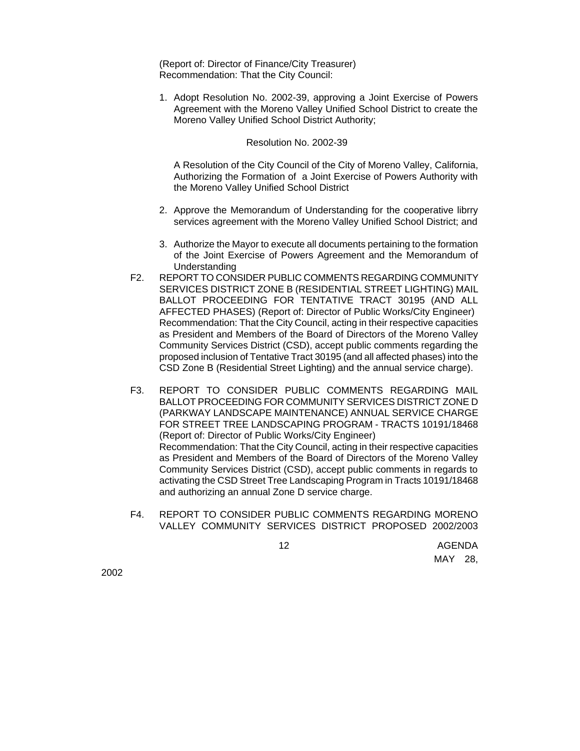(Report of: Director of Finance/City Treasurer)
Recommendation: That the City Council:

1. Adopt Resolution No. 2002-39, approving a Joint Exercise of Powers Agreement with the Moreno Valley Unified School District to create the Moreno Valley Unified School District Authority;

   Resolution No. 2002-39

   A Resolution of the City Council of the City of Moreno Valley, California, Authorizing the Formation of a Joint Exercise of Powers Authority with the Moreno Valley Unified School District

2. Approve the Memorandum of Understanding for the cooperative librry services agreement with the Moreno Valley Unified School District; and

3. Authorize the Mayor to execute all documents pertaining to the formation of the Joint Exercise of Powers Agreement and the Memorandum of Understanding

F2. REPORT TO CONSIDER PUBLIC COMMENTS REGARDING COMMUNITY SERVICES DISTRICT ZONE B (RESIDENTIAL STREET LIGHTING) MAIL BALLOT PROCEEDING FOR TENTATIVE TRACT 30195 (AND ALL AFFECTED PHASES) (Report of: Director of Public Works/City Engineer)
Recommendation: That the City Council, acting in their respective capacities as President and Members of the Board of Directors of the Moreno Valley Community Services District (CSD), accept public comments regarding the proposed inclusion of Tentative Tract 30195 (and all affected phases) into the CSD Zone B (Residential Street Lighting) and the annual service charge).

F3. REPORT TO CONSIDER PUBLIC COMMENTS REGARDING MAIL BALLOT PROCEEDING FOR COMMUNITY SERVICES DISTRICT ZONE D (PARKWAY LANDSCAPE MAINTENANCE) ANNUAL SERVICE CHARGE FOR STREET TREE LANDSCAPING PROGRAM - TRACTS 10191/18468 (Report of: Director of Public Works/City Engineer)
Recommendation: That the City Council, acting in their respective capacities as President and Members of the Board of Directors of the Moreno Valley Community Services District (CSD), accept public comments in regards to activating the CSD Street Tree Landscaping Program in Tracts 10191/18468 and authorizing an annual Zone D service charge.

F4. REPORT TO CONSIDER PUBLIC COMMENTS REGARDING MORENO VALLEY COMMUNITY SERVICES DISTRICT PROPOSED 2002/2003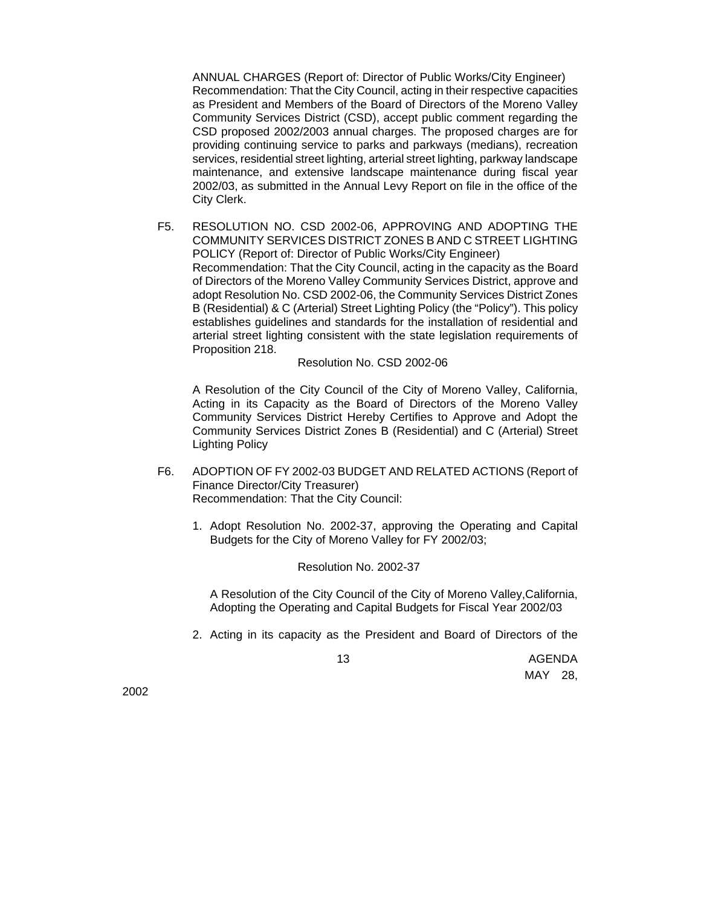ANNUAL CHARGES (Report of: Director of Public Works/City Engineer)
Recommendation: That the City Council, acting in their respective capacities as President and Members of the Board of Directors of the Moreno Valley Community Services District (CSD), accept public comment regarding the CSD proposed 2002/2003 annual charges. The proposed charges are for providing continuing service to parks and parkways (medians), recreation services, residential street lighting, arterial street lighting, parkway landscape maintenance, and extensive landscape maintenance during fiscal year 2002/03, as submitted in the Annual Levy Report on file in the office of the City Clerk.

F5. RESOLUTION NO. CSD 2002-06, APPROVING AND ADOPTING THE COMMUNITY SERVICES DISTRICT ZONES B AND C STREET LIGHTING POLICY (Report of: Director of Public Works/City Engineer)
Recommendation: That the City Council, acting in the capacity as the Board of Directors of the Moreno Valley Community Services District, approve and adopt Resolution No. CSD 2002-06, the Community Services District Zones B (Residential) & C (Arterial) Street Lighting Policy (the "Policy"). This policy establishes guidelines and standards for the installation of residential and arterial street lighting consistent with the state legislation requirements of Proposition 218.

Resolution No. CSD 2002-06

A Resolution of the City Council of the City of Moreno Valley, California, Acting in its Capacity as the Board of Directors of the Moreno Valley Community Services District Hereby Certifies to Approve and Adopt the Community Services District Zones B (Residential) and C (Arterial) Street Lighting Policy

F6. ADOPTION OF FY 2002-03 BUDGET AND RELATED ACTIONS (Report of Finance Director/City Treasurer)
Recommendation: That the City Council:

1. Adopt Resolution No. 2002-37, approving the Operating and Capital Budgets for the City of Moreno Valley for FY 2002/03;

   Resolution No. 2002-37

   A Resolution of the City Council of the City of Moreno Valley,California, Adopting the Operating and Capital Budgets for Fiscal Year 2002/03

2. Acting in its capacity as the President and Board of Directors of the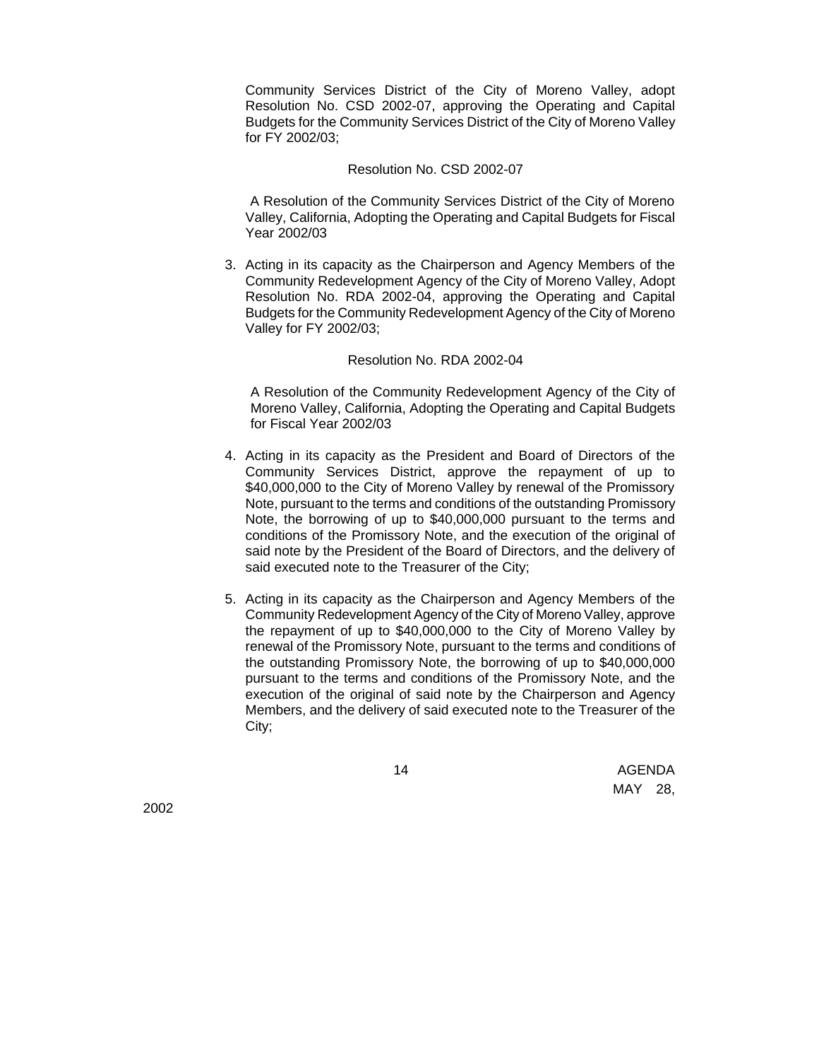Community Services District of the City of Moreno Valley, adopt Resolution No. CSD 2002-07, approving the Operating and Capital Budgets for the Community Services District of the City of Moreno Valley for FY 2002/03;

Resolution No. CSD 2002-07

A Resolution of the Community Services District of the City of Moreno Valley, California, Adopting the Operating and Capital Budgets for Fiscal Year 2002/03

3. Acting in its capacity as the Chairperson and Agency Members of the Community Redevelopment Agency of the City of Moreno Valley, Adopt Resolution No. RDA 2002-04, approving the Operating and Capital Budgets for the Community Redevelopment Agency of the City of Moreno Valley for FY 2002/03;

Resolution No. RDA 2002-04

A Resolution of the Community Redevelopment Agency of the City of Moreno Valley, California, Adopting the Operating and Capital Budgets for Fiscal Year 2002/03

4. Acting in its capacity as the President and Board of Directors of the Community Services District, approve the repayment of up to $40,000,000 to the City of Moreno Valley by renewal of the Promissory Note, pursuant to the terms and conditions of the outstanding Promissory Note, the borrowing of up to $40,000,000 pursuant to the terms and conditions of the Promissory Note, and the execution of the original of said note by the President of the Board of Directors, and the delivery of said executed note to the Treasurer of the City;

5. Acting in its capacity as the Chairperson and Agency Members of the Community Redevelopment Agency of the City of Moreno Valley, approve the repayment of up to $40,000,000 to the City of Moreno Valley by renewal of the Promissory Note, pursuant to the terms and conditions of the outstanding Promissory Note, the borrowing of up to $40,000,000 pursuant to the terms and conditions of the Promissory Note, and the execution of the original of said note by the Chairperson and Agency Members, and the delivery of said executed note to the Treasurer of the City;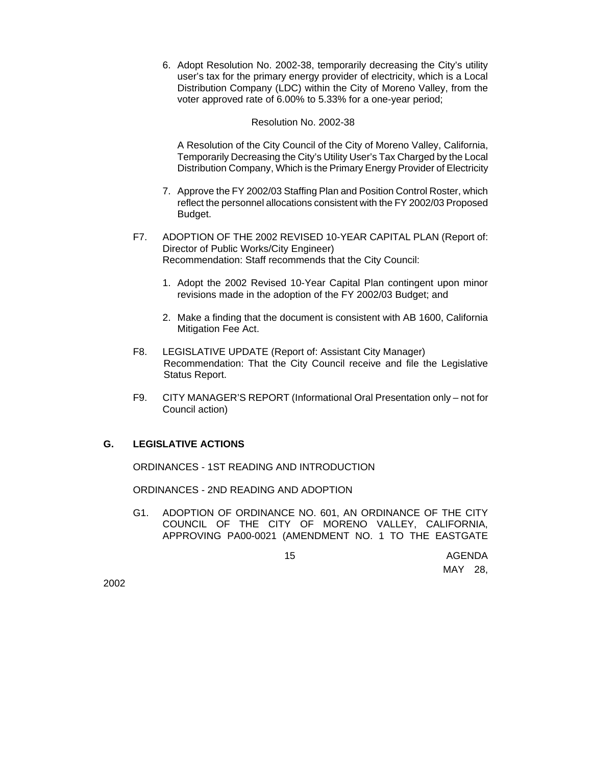6. Adopt Resolution No. 2002-38, temporarily decreasing the City's utility user's tax for the primary energy provider of electricity, which is a Local Distribution Company (LDC) within the City of Moreno Valley, from the voter approved rate of 6.00% to 5.33% for a one-year period;

   Resolution No. 2002-38

   A Resolution of the City Council of the City of Moreno Valley, California, Temporarily Decreasing the City's Utility User's Tax Charged by the Local Distribution Company, Which is the Primary Energy Provider of Electricity

7. Approve the FY 2002/03 Staffing Plan and Position Control Roster, which reflect the personnel allocations consistent with the FY 2002/03 Proposed Budget.

F7. ADOPTION OF THE 2002 REVISED 10-YEAR CAPITAL PLAN (Report of: Director of Public Works/City Engineer)
Recommendation: Staff recommends that the City Council:

1. Adopt the 2002 Revised 10-Year Capital Plan contingent upon minor revisions made in the adoption of the FY 2002/03 Budget; and

2. Make a finding that the document is consistent with AB 1600, California Mitigation Fee Act.

F8. LEGISLATIVE UPDATE (Report of: Assistant City Manager)
Recommendation: That the City Council receive and file the Legislative Status Report.

F9. CITY MANAGER'S REPORT (Informational Oral Presentation only – not for Council action)

## G. LEGISLATIVE ACTIONS

ORDINANCES - 1ST READING AND INTRODUCTION

ORDINANCES - 2ND READING AND ADOPTION

G1. ADOPTION OF ORDINANCE NO. 601, AN ORDINANCE OF THE CITY COUNCIL OF THE CITY OF MORENO VALLEY, CALIFORNIA, APPROVING PA00-0021 (AMENDMENT NO. 1 TO THE EASTGATE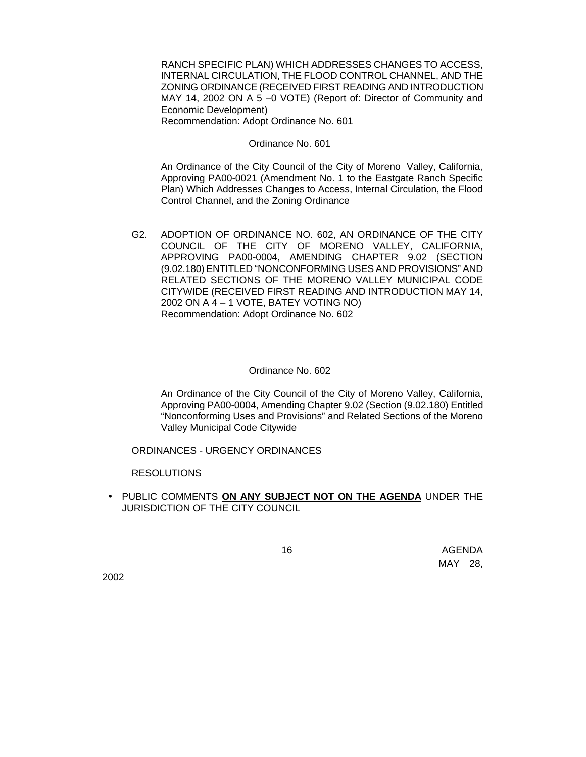RANCH SPECIFIC PLAN) WHICH ADDRESSES CHANGES TO ACCESS, INTERNAL CIRCULATION, THE FLOOD CONTROL CHANNEL, AND THE ZONING ORDINANCE (RECEIVED FIRST READING AND INTRODUCTION MAY 14, 2002 ON A 5 –0 VOTE) (Report of: Director of Community and Economic Development)
Recommendation: Adopt Ordinance No. 601

Ordinance No. 601

An Ordinance of the City Council of the City of Moreno Valley, California, Approving PA00-0021 (Amendment No. 1 to the Eastgate Ranch Specific Plan) Which Addresses Changes to Access, Internal Circulation, the Flood Control Channel, and the Zoning Ordinance

G2. ADOPTION OF ORDINANCE NO. 602, AN ORDINANCE OF THE CITY COUNCIL OF THE CITY OF MORENO VALLEY, CALIFORNIA, APPROVING PA00-0004, AMENDING CHAPTER 9.02 (SECTION (9.02.180) ENTITLED "NONCONFORMING USES AND PROVISIONS" AND RELATED SECTIONS OF THE MORENO VALLEY MUNICIPAL CODE CITYWIDE (RECEIVED FIRST READING AND INTRODUCTION MAY 14, 2002 ON A 4 – 1 VOTE, BATEY VOTING NO)
Recommendation: Adopt Ordinance No. 602

Ordinance No. 602

An Ordinance of the City Council of the City of Moreno Valley, California, Approving PA00-0004, Amending Chapter 9.02 (Section (9.02.180) Entitled "Nonconforming Uses and Provisions" and Related Sections of the Moreno Valley Municipal Code Citywide

ORDINANCES - URGENCY ORDINANCES

RESOLUTIONS

- PUBLIC COMMENTS **ON ANY SUBJECT NOT ON THE AGENDA** UNDER THE JURISDICTION OF THE CITY COUNCIL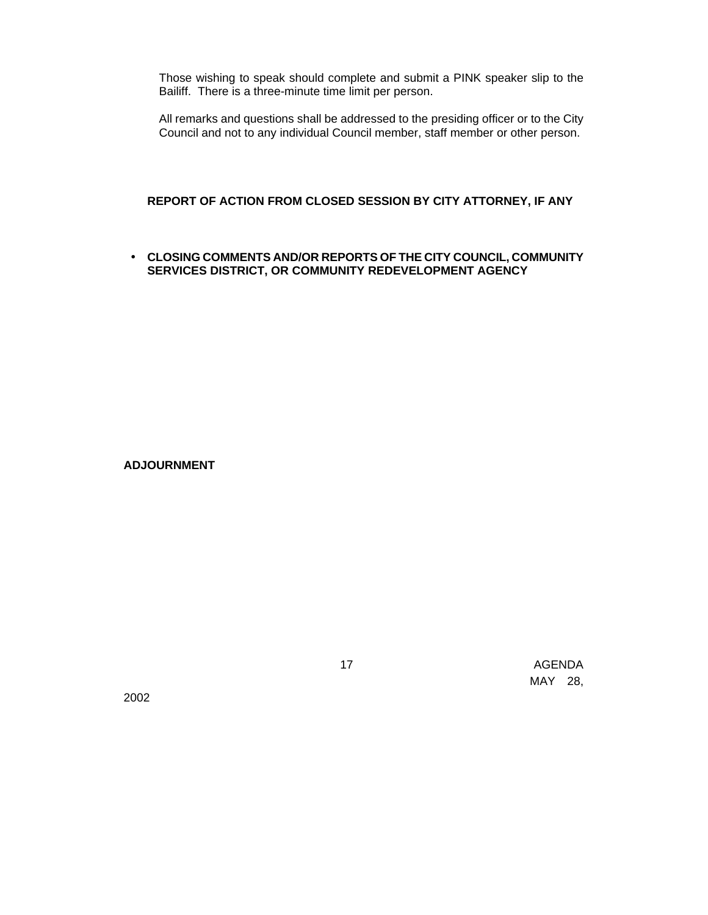Those wishing to speak should complete and submit a PINK speaker slip to the Bailiff. There is a three-minute time limit per person.

All remarks and questions shall be addressed to the presiding officer or to the City Council and not to any individual Council member, staff member or other person.

**REPORT OF ACTION FROM CLOSED SESSION BY CITY ATTORNEY, IF ANY**

- **CLOSING COMMENTS AND/OR REPORTS OF THE CITY COUNCIL, COMMUNITY SERVICES DISTRICT, OR COMMUNITY REDEVELOPMENT AGENCY**

**ADJOURNMENT**